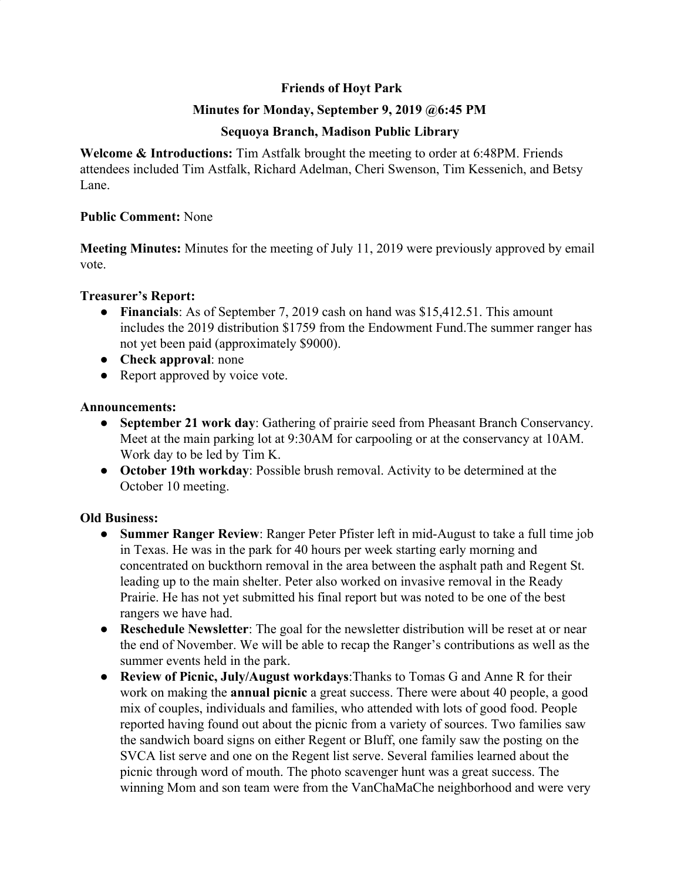**Friends of Hoyt Park**

**Minutes for Monday, September 9, 2019 @6:45 PM**

**Sequoya Branch, Madison Public Library**

**Welcome & Introductions:** Tim Astfalk brought the meeting to order at 6:48PM. Friends attendees included Tim Astfalk, Richard Adelman, Cheri Swenson, Tim Kessenich, and Betsy Lane.

**Public Comment:** None

**Meeting Minutes:** Minutes for the meeting of July 11, 2019 were previously approved by email vote.

**Treasurer's Report:**

- **Financials**: As of September 7, 2019 cash on hand was $15,412.51. This amount includes the 2019 distribution $1759 from the Endowment Fund.The summer ranger has not yet been paid (approximately $9000).
- **Check approval**: none
- Report approved by voice vote.

**Announcements:**

- **September 21 work day**: Gathering of prairie seed from Pheasant Branch Conservancy. Meet at the main parking lot at 9:30AM for carpooling or at the conservancy at 10AM. Work day to be led by Tim K.
- **October 19th workday**: Possible brush removal. Activity to be determined at the October 10 meeting.

**Old Business:**

- **Summer Ranger Review**: Ranger Peter Pfister left in mid-August to take a full time job in Texas. He was in the park for 40 hours per week starting early morning and concentrated on buckthorn removal in the area between the asphalt path and Regent St. leading up to the main shelter. Peter also worked on invasive removal in the Ready Prairie. He has not yet submitted his final report but was noted to be one of the best rangers we have had.
- **Reschedule Newsletter**: The goal for the newsletter distribution will be reset at or near the end of November. We will be able to recap the Ranger's contributions as well as the summer events held in the park.
- **Review of Picnic, July/August workdays**:Thanks to Tomas G and Anne R for their work on making the **annual picnic** a great success. There were about 40 people, a good mix of couples, individuals and families, who attended with lots of good food. People reported having found out about the picnic from a variety of sources. Two families saw the sandwich board signs on either Regent or Bluff, one family saw the posting on the SVCA list serve and one on the Regent list serve. Several families learned about the picnic through word of mouth. The photo scavenger hunt was a great success. The winning Mom and son team were from the VanChaMaChe neighborhood and were very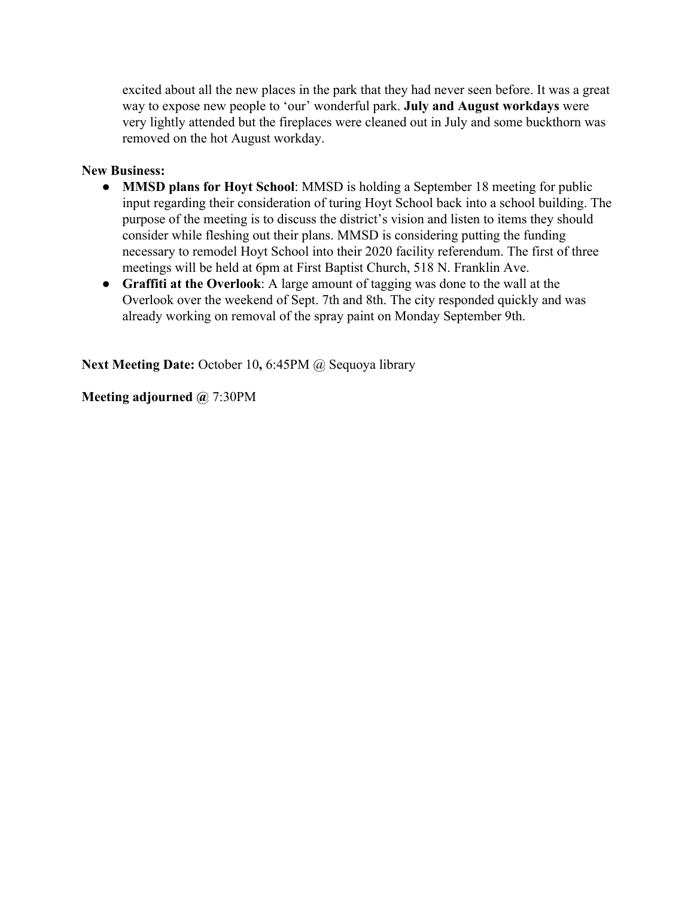excited about all the new places in the park that they had never seen before. It was a great way to expose new people to 'our' wonderful park. **July and August workdays** were very lightly attended but the fireplaces were cleaned out in July and some buckthorn was removed on the hot August workday.

**New Business:**

- **MMSD plans for Hoyt School**: MMSD is holding a September 18 meeting for public input regarding their consideration of turing Hoyt School back into a school building. The purpose of the meeting is to discuss the district's vision and listen to items they should consider while fleshing out their plans. MMSD is considering putting the funding necessary to remodel Hoyt School into their 2020 facility referendum. The first of three meetings will be held at 6pm at First Baptist Church, 518 N. Franklin Ave.
- **Graffiti at the Overlook**: A large amount of tagging was done to the wall at the Overlook over the weekend of Sept. 7th and 8th. The city responded quickly and was already working on removal of the spray paint on Monday September 9th.

**Next Meeting Date:** October 10**,** 6:45PM @ Sequoya library

**Meeting adjourned @** 7:30PM